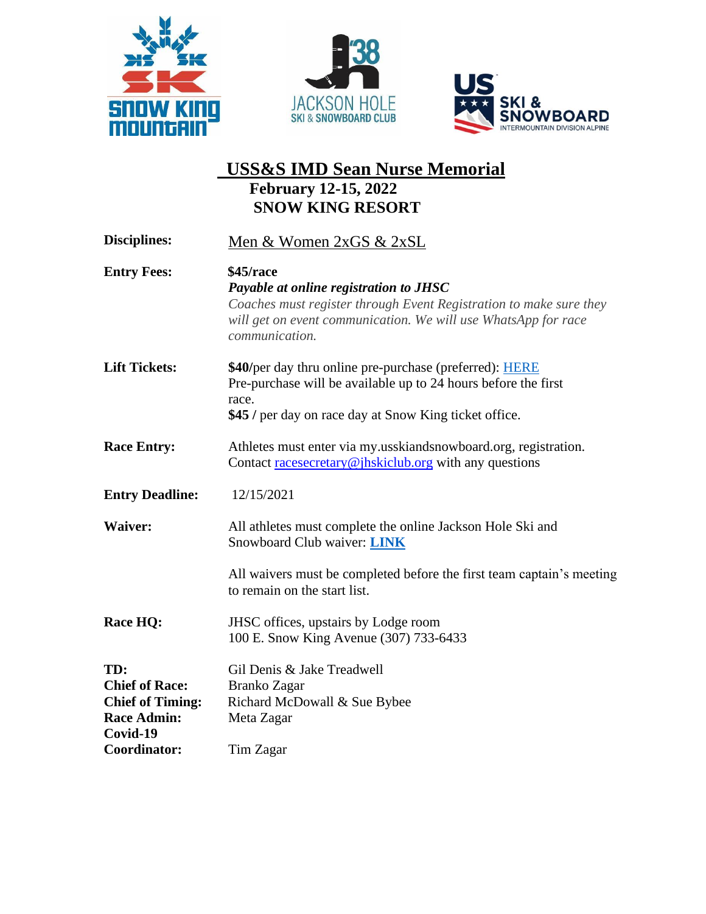# USS&S IMD Sean Nurse Memorial

**February 12-15, 2022**

**SNOW KING RESORT**

**Disciplines:** Men & Women 2xGS & 2xSL

**Entry Fees:** **$45/race**
***Payable at online registration to JHSC***
*Coaches must register through Event Registration to make sure they will get on event communication. We will use WhatsApp for race communication.*

**Lift Tickets:** **$40/**per day thru online pre-purchase (preferred): HERE
Pre-purchase will be available up to 24 hours before the first race.
**$45 /** per day on race day at Snow King ticket office.

**Race Entry:** Athletes must enter via my.usskiandsnowboard.org, registration.
Contact racesecretary@jhskiclub.org with any questions

**Entry Deadline:** 12/15/2021

**Waiver:** All athletes must complete the online Jackson Hole Ski and Snowboard Club waiver: **LINK**

All waivers must be completed before the first team captain's meeting to remain on the start list.

**Race HQ:** JHSC offices, upstairs by Lodge room
100 E. Snow King Avenue (307) 733-6433

**TD:** Gil Denis & Jake Treadwell
**Chief of Race:** Branko Zagar
**Chief of Timing:** Richard McDowall & Sue Bybee
**Race Admin:** Meta Zagar
**Covid-19 Coordinator:** Tim Zagar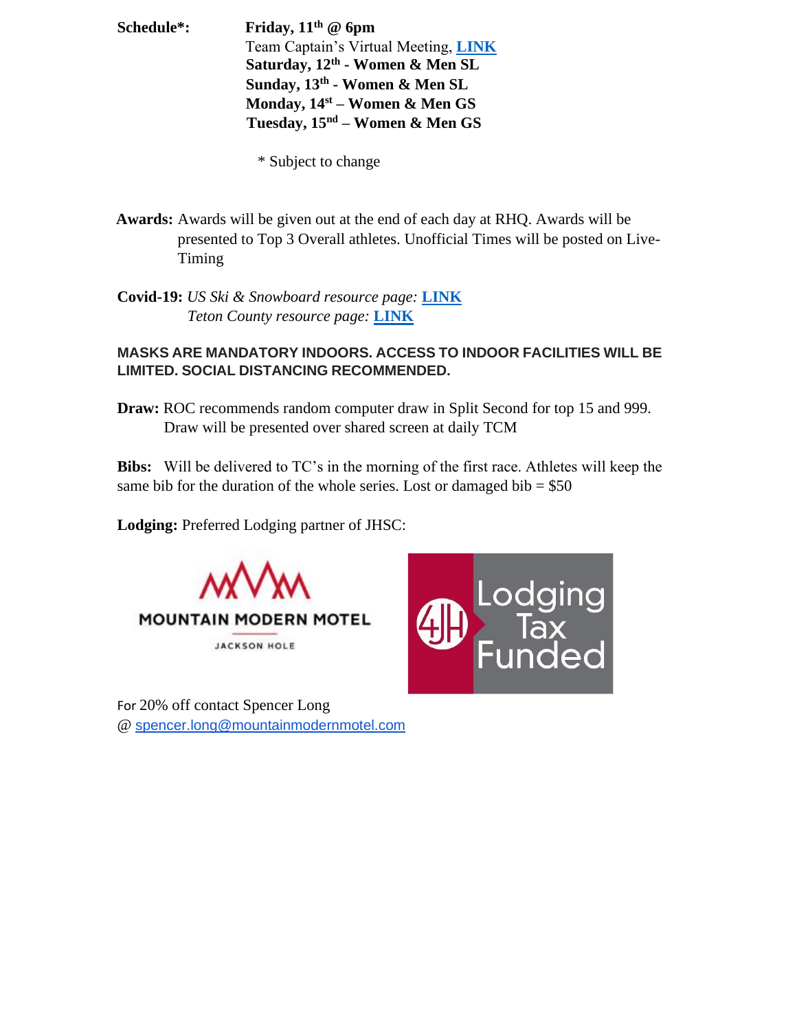**Schedule*:** **Friday, 11th @ 6pm**
Team Captain's Virtual Meeting, **LINK**
**Saturday, 12th - Women & Men SL**
**Sunday, 13th - Women & Men SL**
**Monday, 14st – Women & Men GS**
**Tuesday, 15nd – Women & Men GS**

\* Subject to change

**Awards:** Awards will be given out at the end of each day at RHQ. Awards will be presented to Top 3 Overall athletes. Unofficial Times will be posted on Live-Timing

**Covid-19:** *US Ski & Snowboard resource page:* **LINK**
*Teton County resource page:* **LINK**

**MASKS ARE MANDATORY INDOORS. ACCESS TO INDOOR FACILITIES WILL BE LIMITED. SOCIAL DISTANCING RECOMMENDED.**

**Draw:** ROC recommends random computer draw in Split Second for top 15 and 999. Draw will be presented over shared screen at daily TCM

**Bibs:** Will be delivered to TC's in the morning of the first race. Athletes will keep the same bib for the duration of the whole series. Lost or damaged bib = $50

**Lodging:** Preferred Lodging partner of JHSC:

MOUNTAIN MODERN MOTEL
JACKSON HOLE

4JH Lodging Tax Funded

For 20% off contact Spencer Long
@ spencer.long@mountainmodernmotel.com